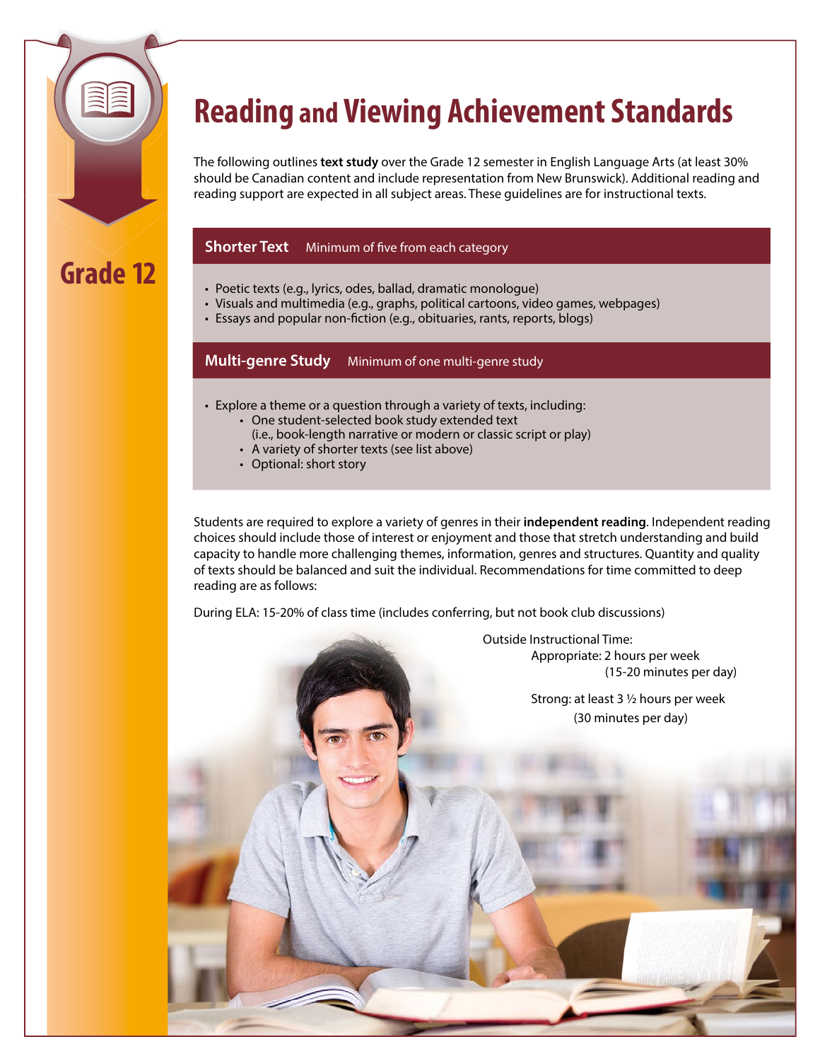Grade 12

# Reading and Viewing Achievement Standards

The following outlines **text study** over the Grade 12 semester in English Language Arts (at least 30% should be Canadian content and include representation from New Brunswick). Additional reading and reading support are expected in all subject areas. These guidelines are for instructional texts.

## Shorter Text — Minimum of five from each category

- Poetic texts (e.g., lyrics, odes, ballad, dramatic monologue)
- Visuals and multimedia (e.g., graphs, political cartoons, video games, webpages)
- Essays and popular non-fiction (e.g., obituaries, rants, reports, blogs)

## Multi-genre Study — Minimum of one multi-genre study

- Explore a theme or a question through a variety of texts, including:
  - One student-selected book study extended text (i.e., book-length narrative or modern or classic script or play)
  - A variety of shorter texts (see list above)
  - Optional: short story

Students are required to explore a variety of genres in their **independent reading**. Independent reading choices should include those of interest or enjoyment and those that stretch understanding and build capacity to handle more challenging themes, information, genres and structures. Quantity and quality of texts should be balanced and suit the individual. Recommendations for time committed to deep reading are as follows:

During ELA: 15-20% of class time (includes conferring, but not book club discussions)

Outside Instructional Time:

- Appropriate: 2 hours per week (15-20 minutes per day)
- Strong: at least 3 ½ hours per week (30 minutes per day)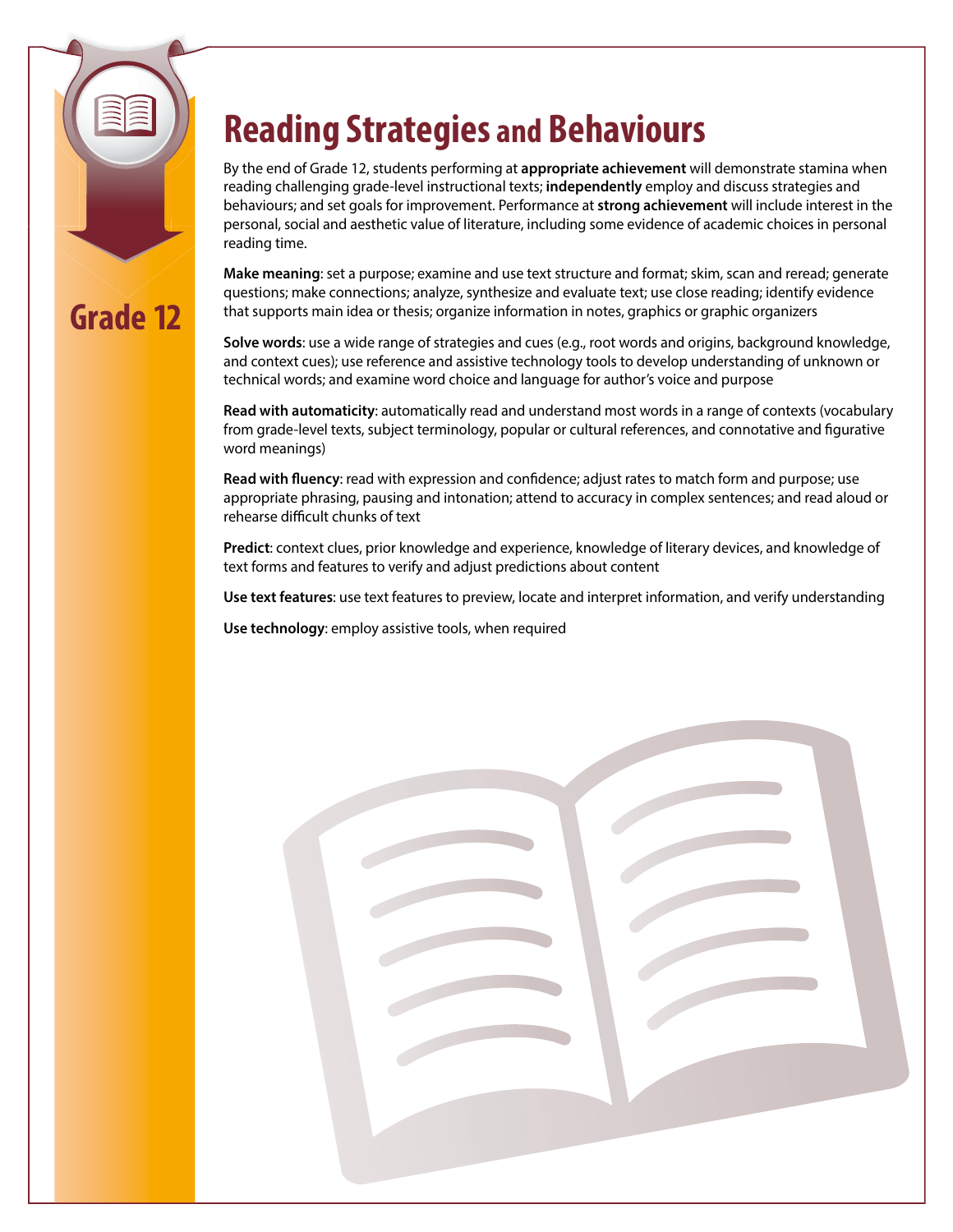Grade 12

# Reading Strategies and Behaviours

By the end of Grade 12, students performing at **appropriate achievement** will demonstrate stamina when reading challenging grade-level instructional texts; **independently** employ and discuss strategies and behaviours; and set goals for improvement. Performance at **strong achievement** will include interest in the personal, social and aesthetic value of literature, including some evidence of academic choices in personal reading time.

**Make meaning**: set a purpose; examine and use text structure and format; skim, scan and reread; generate questions; make connections; analyze, synthesize and evaluate text; use close reading; identify evidence that supports main idea or thesis; organize information in notes, graphics or graphic organizers

**Solve words**: use a wide range of strategies and cues (e.g., root words and origins, background knowledge, and context cues); use reference and assistive technology tools to develop understanding of unknown or technical words; and examine word choice and language for author's voice and purpose

**Read with automaticity**: automatically read and understand most words in a range of contexts (vocabulary from grade-level texts, subject terminology, popular or cultural references, and connotative and figurative word meanings)

**Read with fluency**: read with expression and confidence; adjust rates to match form and purpose; use appropriate phrasing, pausing and intonation; attend to accuracy in complex sentences; and read aloud or rehearse difficult chunks of text

**Predict**: context clues, prior knowledge and experience, knowledge of literary devices, and knowledge of text forms and features to verify and adjust predictions about content

**Use text features**: use text features to preview, locate and interpret information, and verify understanding

**Use technology**: employ assistive tools, when required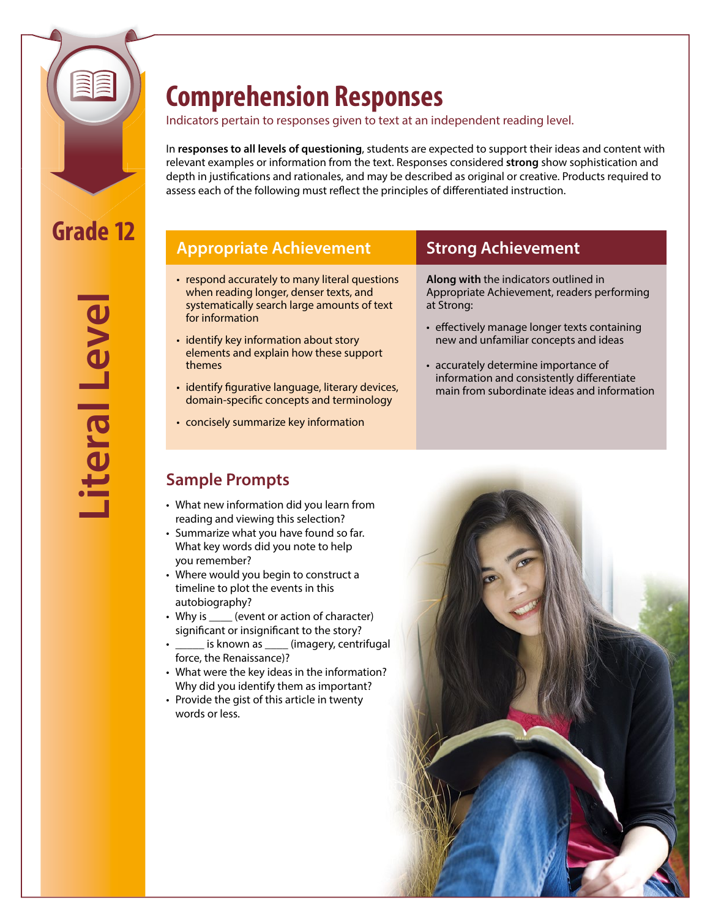# Comprehension Responses

Indicators pertain to responses given to text at an independent reading level.

In **responses to all levels of questioning**, students are expected to support their ideas and content with relevant examples or information from the text. Responses considered **strong** show sophistication and depth in justifications and rationales, and may be described as original or creative. Products required to assess each of the following must reflect the principles of differentiated instruction.

**Grade 12**

**Literal Level**

| Appropriate Achievement | Strong Achievement |
| --- | --- |
| • respond accurately to many literal questions when reading longer, denser texts, and systematically search large amounts of text for information<br>• identify key information about story elements and explain how these support themes<br>• identify figurative language, literary devices, domain-specific concepts and terminology<br>• concisely summarize key information | **Along with** the indicators outlined in Appropriate Achievement, readers performing at Strong:<br>• effectively manage longer texts containing new and unfamiliar concepts and ideas<br>• accurately determine importance of information and consistently differentiate main from subordinate ideas and information |

## Sample Prompts

- What new information did you learn from reading and viewing this selection?
- Summarize what you have found so far. What key words did you note to help you remember?
- Where would you begin to construct a timeline to plot the events in this autobiography?
- Why is ____ (event or action of character) significant or insignificant to the story?
- _____ is known as ____ (imagery, centrifugal force, the Renaissance)?
- What were the key ideas in the information? Why did you identify them as important?
- Provide the gist of this article in twenty words or less.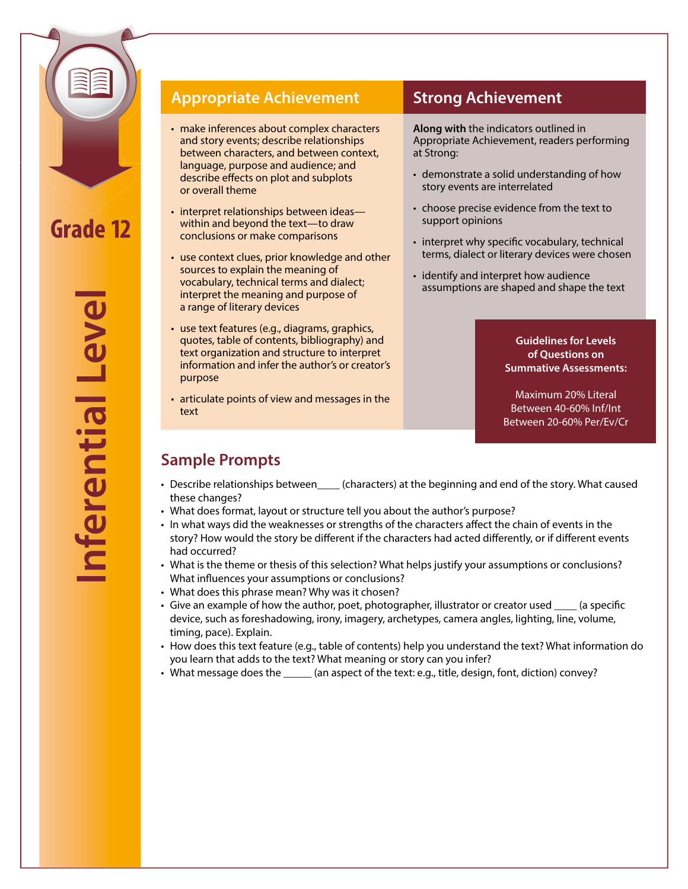# Grade 12

# Inferential Level

## Appropriate Achievement

- make inferences about complex characters and story events; describe relationships between characters, and between context, language, purpose and audience; and describe effects on plot and subplots or overall theme
- interpret relationships between ideas—within and beyond the text—to draw conclusions or make comparisons
- use context clues, prior knowledge and other sources to explain the meaning of vocabulary, technical terms and dialect; interpret the meaning and purpose of a range of literary devices
- use text features (e.g., diagrams, graphics, quotes, table of contents, bibliography) and text organization and structure to interpret information and infer the author's or creator's purpose
- articulate points of view and messages in the text

## Strong Achievement

**Along with** the indicators outlined in Appropriate Achievement, readers performing at Strong:

- demonstrate a solid understanding of how story events are interrelated
- choose precise evidence from the text to support opinions
- interpret why specific vocabulary, technical terms, dialect or literary devices were chosen
- identify and interpret how audience assumptions are shaped and shape the text

**Guidelines for Levels of Questions on Summative Assessments:**

Maximum 20% Literal
Between 40-60% Inf/Int
Between 20-60% Per/Ev/Cr

## Sample Prompts

- Describe relationships between____ (characters) at the beginning and end of the story. What caused these changes?
- What does format, layout or structure tell you about the author's purpose?
- In what ways did the weaknesses or strengths of the characters affect the chain of events in the story? How would the story be different if the characters had acted differently, or if different events had occurred?
- What is the theme or thesis of this selection? What helps justify your assumptions or conclusions? What influences your assumptions or conclusions?
- What does this phrase mean? Why was it chosen?
- Give an example of how the author, poet, photographer, illustrator or creator used ____ (a specific device, such as foreshadowing, irony, imagery, archetypes, camera angles, lighting, line, volume, timing, pace). Explain.
- How does this text feature (e.g., table of contents) help you understand the text? What information do you learn that adds to the text? What meaning or story can you infer?
- What message does the _____ (an aspect of the text: e.g., title, design, font, diction) convey?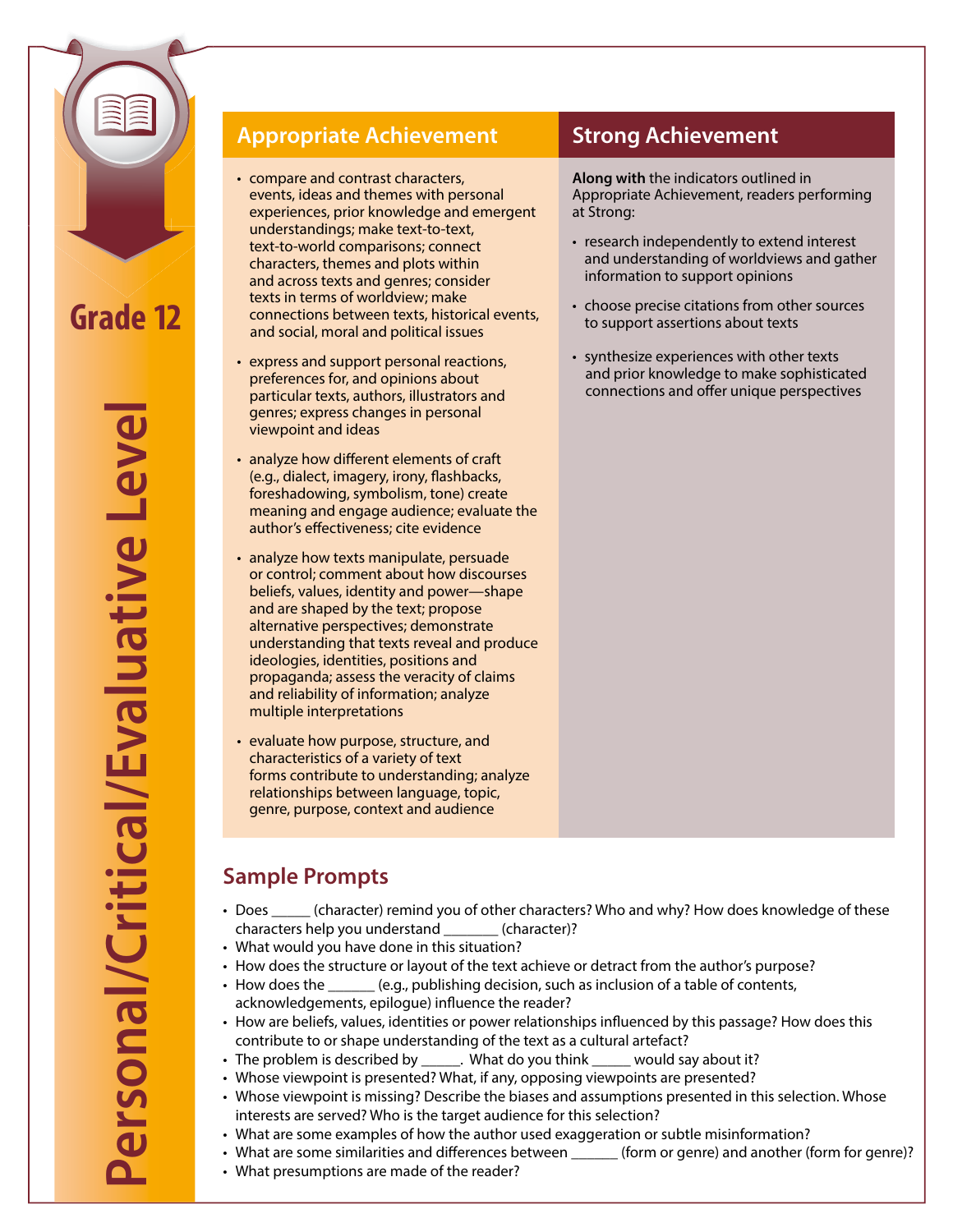# Grade 12

# Personal/Critical/Evaluative Level

## Appropriate Achievement

- compare and contrast characters, events, ideas and themes with personal experiences, prior knowledge and emergent understandings; make text-to-text, text-to-world comparisons; connect characters, themes and plots within and across texts and genres; consider texts in terms of worldview; make connections between texts, historical events, and social, moral and political issues
- express and support personal reactions, preferences for, and opinions about particular texts, authors, illustrators and genres; express changes in personal viewpoint and ideas
- analyze how different elements of craft (e.g., dialect, imagery, irony, flashbacks, foreshadowing, symbolism, tone) create meaning and engage audience; evaluate the author's effectiveness; cite evidence
- analyze how texts manipulate, persuade or control; comment about how discourses beliefs, values, identity and power—shape and are shaped by the text; propose alternative perspectives; demonstrate understanding that texts reveal and produce ideologies, identities, positions and propaganda; assess the veracity of claims and reliability of information; analyze multiple interpretations
- evaluate how purpose, structure, and characteristics of a variety of text forms contribute to understanding; analyze relationships between language, topic, genre, purpose, context and audience

## Strong Achievement

**Along with** the indicators outlined in Appropriate Achievement, readers performing at Strong:

- research independently to extend interest and understanding of worldviews and gather information to support opinions
- choose precise citations from other sources to support assertions about texts
- synthesize experiences with other texts and prior knowledge to make sophisticated connections and offer unique perspectives

## Sample Prompts

- Does _____ (character) remind you of other characters? Who and why? How does knowledge of these characters help you understand _______ (character)?
- What would you have done in this situation?
- How does the structure or layout of the text achieve or detract from the author's purpose?
- How does the ______ (e.g., publishing decision, such as inclusion of a table of contents, acknowledgements, epilogue) influence the reader?
- How are beliefs, values, identities or power relationships influenced by this passage? How does this contribute to or shape understanding of the text as a cultural artefact?
- The problem is described by _____. What do you think _____ would say about it?
- Whose viewpoint is presented? What, if any, opposing viewpoints are presented?
- Whose viewpoint is missing? Describe the biases and assumptions presented in this selection. Whose interests are served? Who is the target audience for this selection?
- What are some examples of how the author used exaggeration or subtle misinformation?
- What are some similarities and differences between ______ (form or genre) and another (form for genre)?
- What presumptions are made of the reader?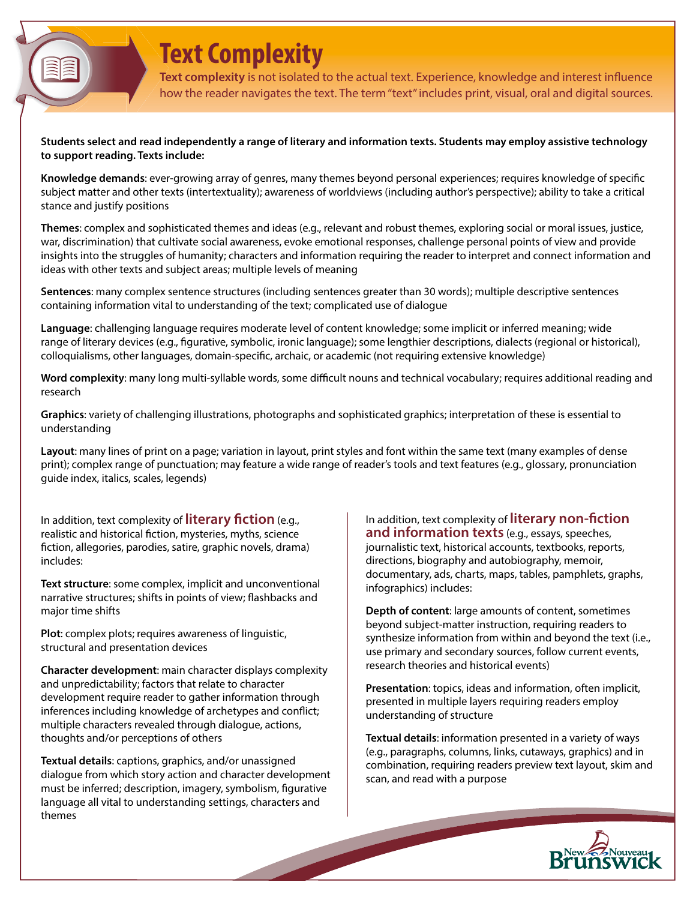# Text Complexity

**Text complexity** is not isolated to the actual text. Experience, knowledge and interest influence how the reader navigates the text. The term "text" includes print, visual, oral and digital sources.

**Students select and read independently a range of literary and information texts. Students may employ assistive technology to support reading. Texts include:**

**Knowledge demands**: ever-growing array of genres, many themes beyond personal experiences; requires knowledge of specific subject matter and other texts (intertextuality); awareness of worldviews (including author's perspective); ability to take a critical stance and justify positions

**Themes**: complex and sophisticated themes and ideas (e.g., relevant and robust themes, exploring social or moral issues, justice, war, discrimination) that cultivate social awareness, evoke emotional responses, challenge personal points of view and provide insights into the struggles of humanity; characters and information requiring the reader to interpret and connect information and ideas with other texts and subject areas; multiple levels of meaning

**Sentences**: many complex sentence structures (including sentences greater than 30 words); multiple descriptive sentences containing information vital to understanding of the text; complicated use of dialogue

**Language**: challenging language requires moderate level of content knowledge; some implicit or inferred meaning; wide range of literary devices (e.g., figurative, symbolic, ironic language); some lengthier descriptions, dialects (regional or historical), colloquialisms, other languages, domain-specific, archaic, or academic (not requiring extensive knowledge)

**Word complexity**: many long multi-syllable words, some difficult nouns and technical vocabulary; requires additional reading and research

**Graphics**: variety of challenging illustrations, photographs and sophisticated graphics; interpretation of these is essential to understanding

**Layout**: many lines of print on a page; variation in layout, print styles and font within the same text (many examples of dense print); complex range of punctuation; may feature a wide range of reader's tools and text features (e.g., glossary, pronunciation guide index, italics, scales, legends)

In addition, text complexity of **literary fiction** (e.g., realistic and historical fiction, mysteries, myths, science fiction, allegories, parodies, satire, graphic novels, drama) includes:

**Text structure**: some complex, implicit and unconventional narrative structures; shifts in points of view; flashbacks and major time shifts

**Plot**: complex plots; requires awareness of linguistic, structural and presentation devices

**Character development**: main character displays complexity and unpredictability; factors that relate to character development require reader to gather information through inferences including knowledge of archetypes and conflict; multiple characters revealed through dialogue, actions, thoughts and/or perceptions of others

**Textual details**: captions, graphics, and/or unassigned dialogue from which story action and character development must be inferred; description, imagery, symbolism, figurative language all vital to understanding settings, characters and themes

In addition, text complexity of **literary non-fiction and information texts** (e.g., essays, speeches, journalistic text, historical accounts, textbooks, reports, directions, biography and autobiography, memoir, documentary, ads, charts, maps, tables, pamphlets, graphs, infographics) includes:

**Depth of content**: large amounts of content, sometimes beyond subject-matter instruction, requiring readers to synthesize information from within and beyond the text (i.e., use primary and secondary sources, follow current events, research theories and historical events)

**Presentation**: topics, ideas and information, often implicit, presented in multiple layers requiring readers employ understanding of structure

**Textual details**: information presented in a variety of ways (e.g., paragraphs, columns, links, cutaways, graphics) and in combination, requiring readers preview text layout, skim and scan, and read with a purpose

New Nouveau Brunswick